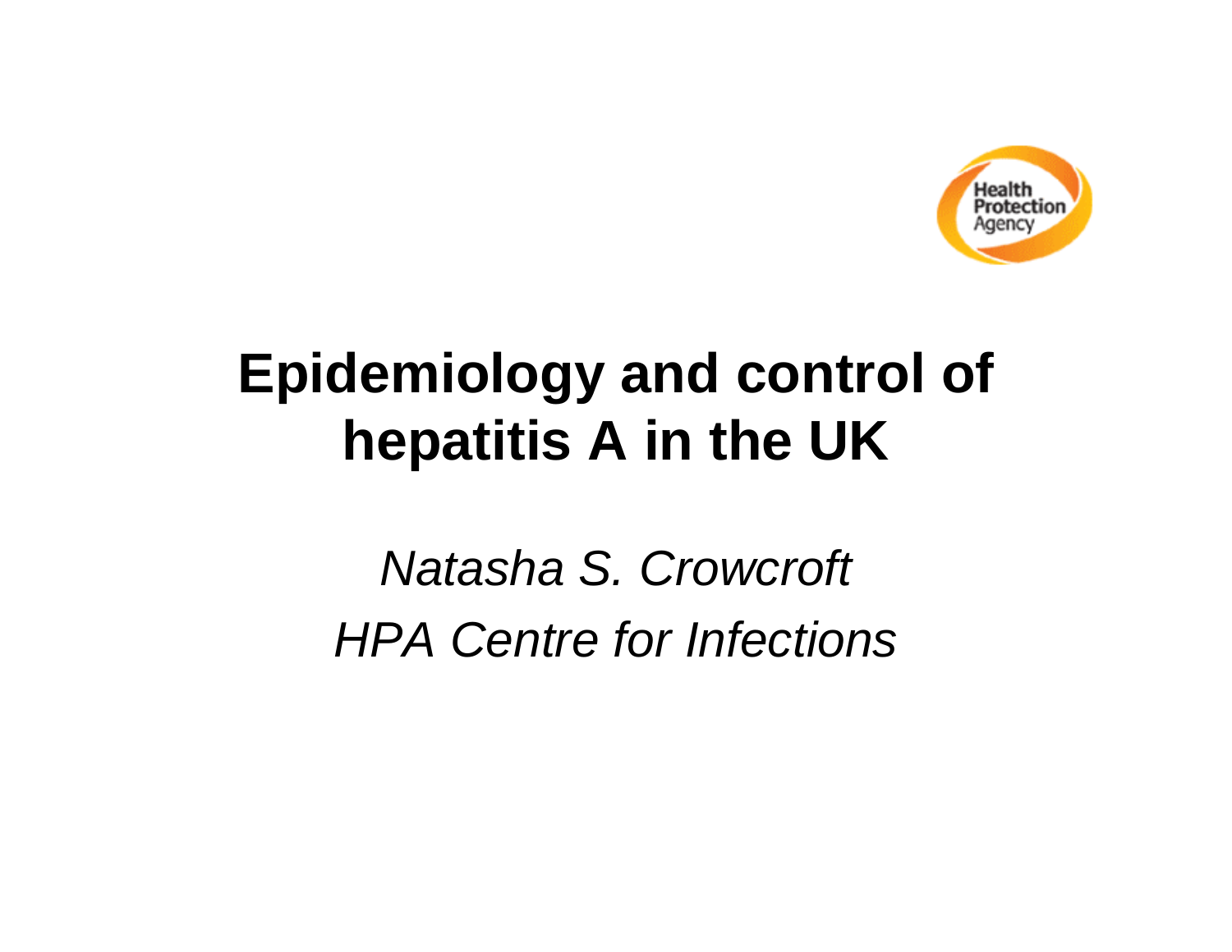Health Protection Agency

# Epidemiology and control of hepatitis A in the UK

*Natasha S. Crowcroft*

*HPA Centre for Infections*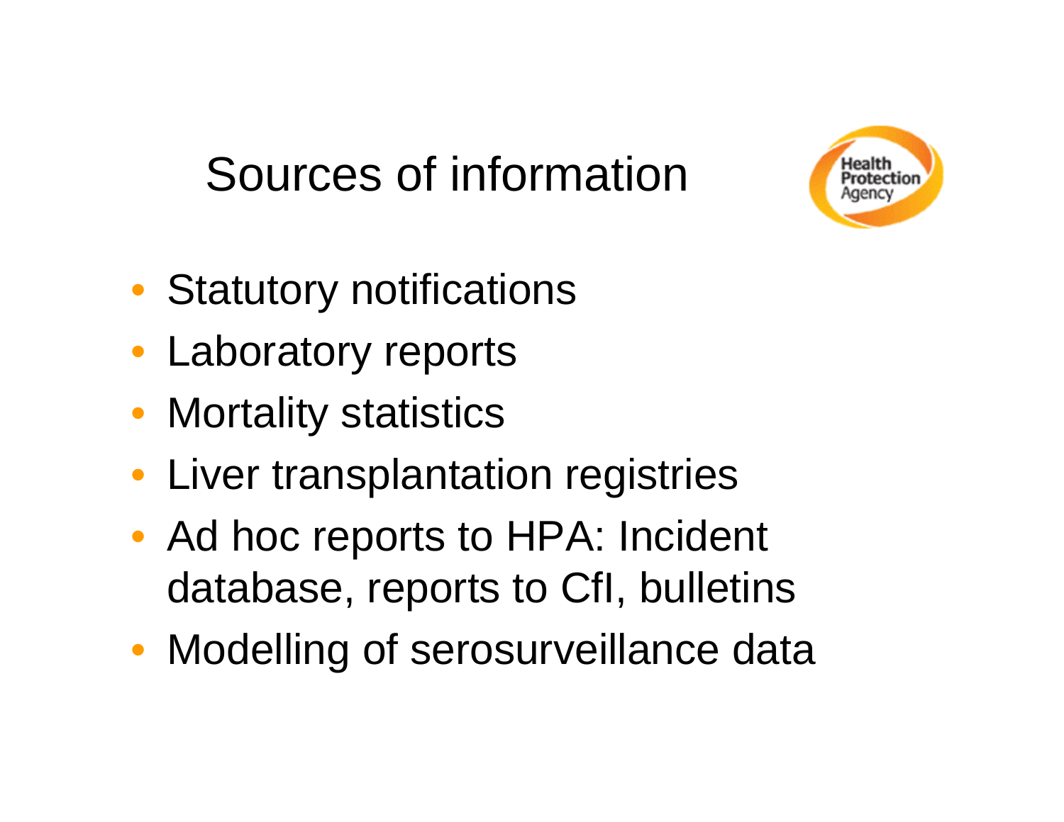# Sources of information

- Statutory notifications
- Laboratory reports
- Mortality statistics
- Liver transplantation registries
- Ad hoc reports to HPA: Incident database, reports to CfI, bulletins
- Modelling of serosurveillance data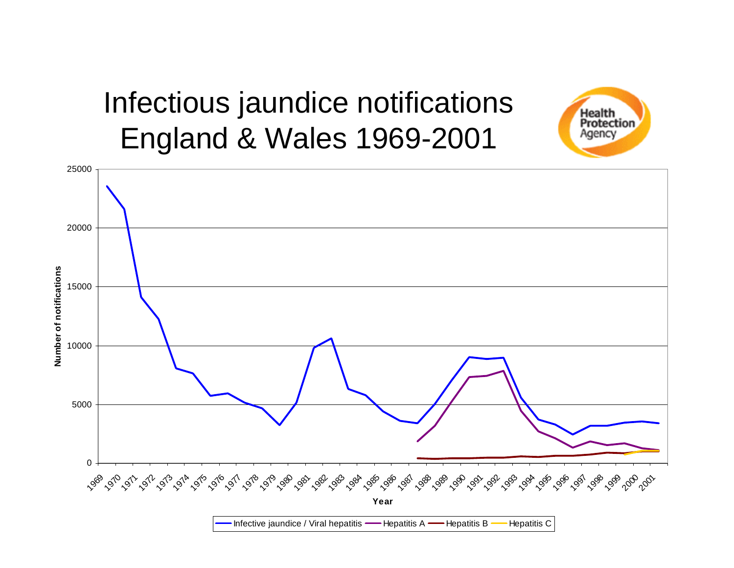# Infectious jaundice notifications England & Wales 1969-2001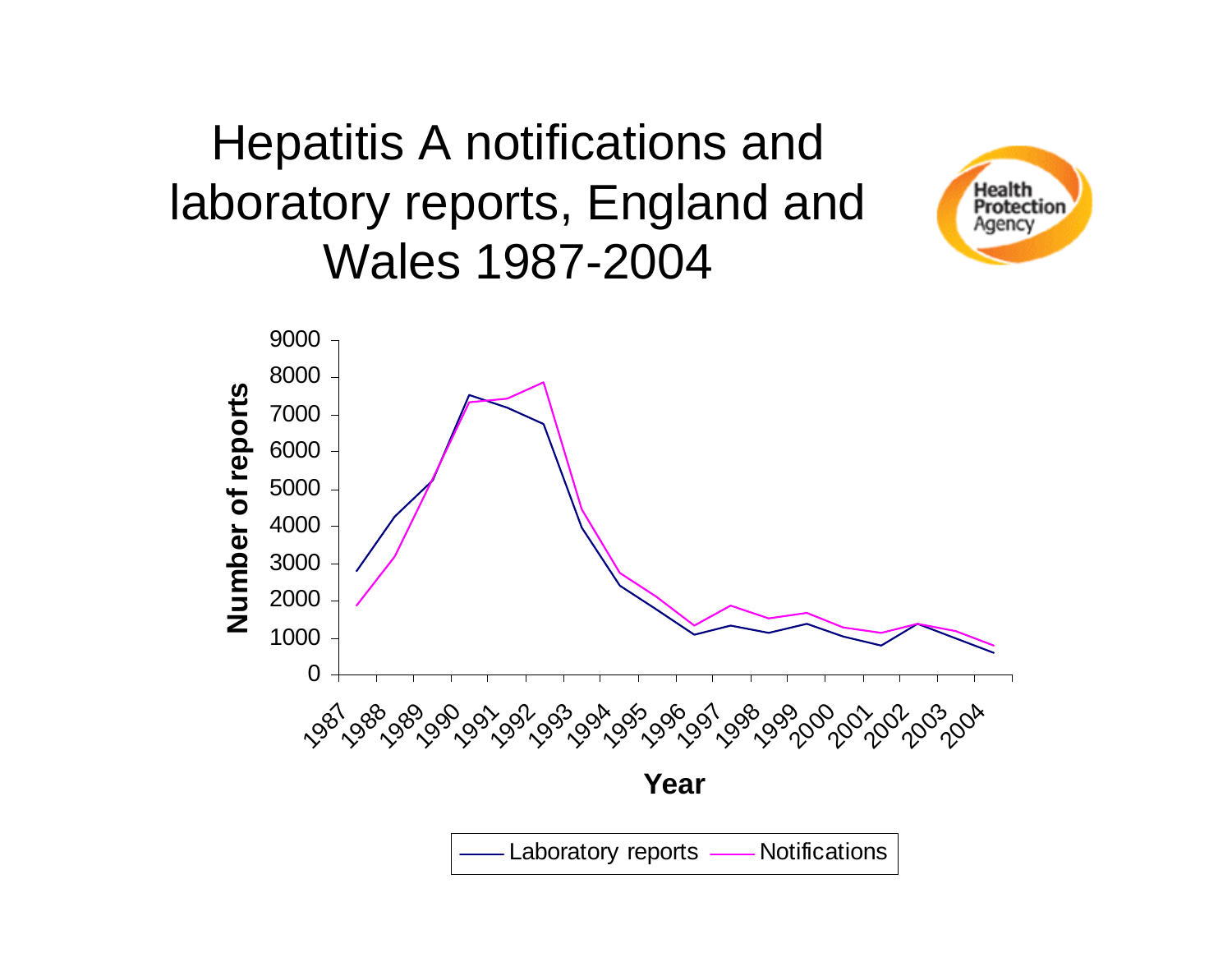# Hepatitis A notifications and laboratory reports, England and Wales 1987-2004

Health Protection Agency

Number of reports

9000
8000
7000
6000
5000
4000
3000
2000
1000
0

1987 1988 1989 1990 1991 1992 1993 1994 1995 1996 1997 1998 1999 2000 2001 2002 2003 2004

Year

Laboratory reports — Notifications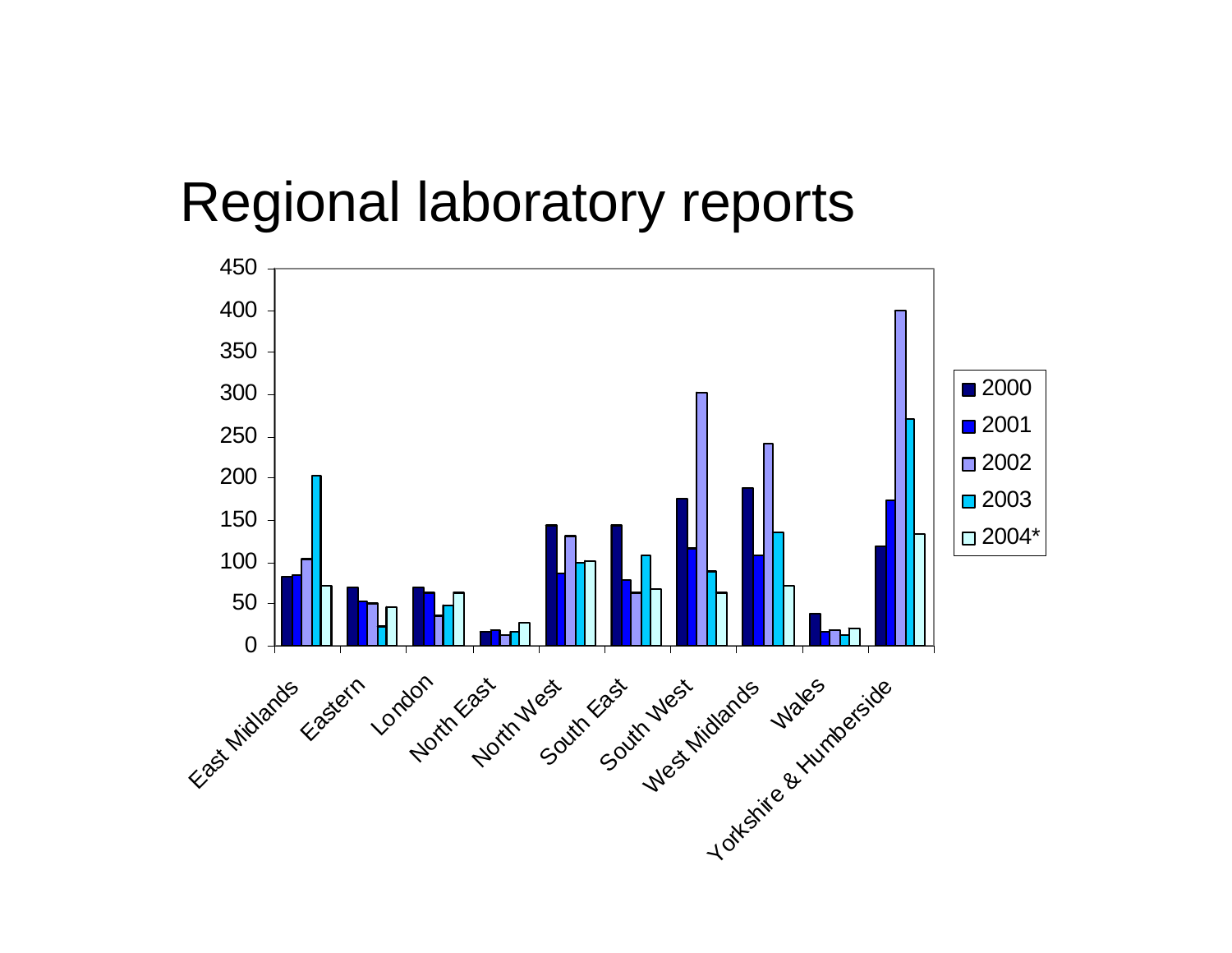# Regional laboratory reports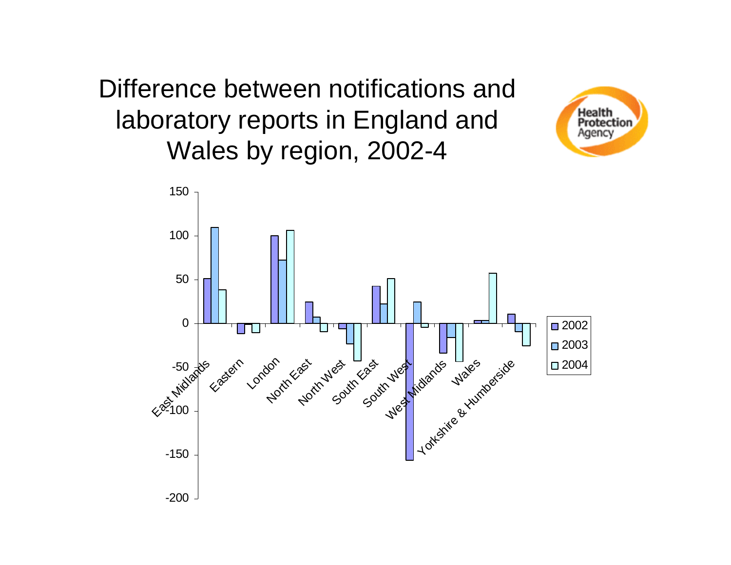# Difference between notifications and laboratory reports in England and Wales by region, 2002-4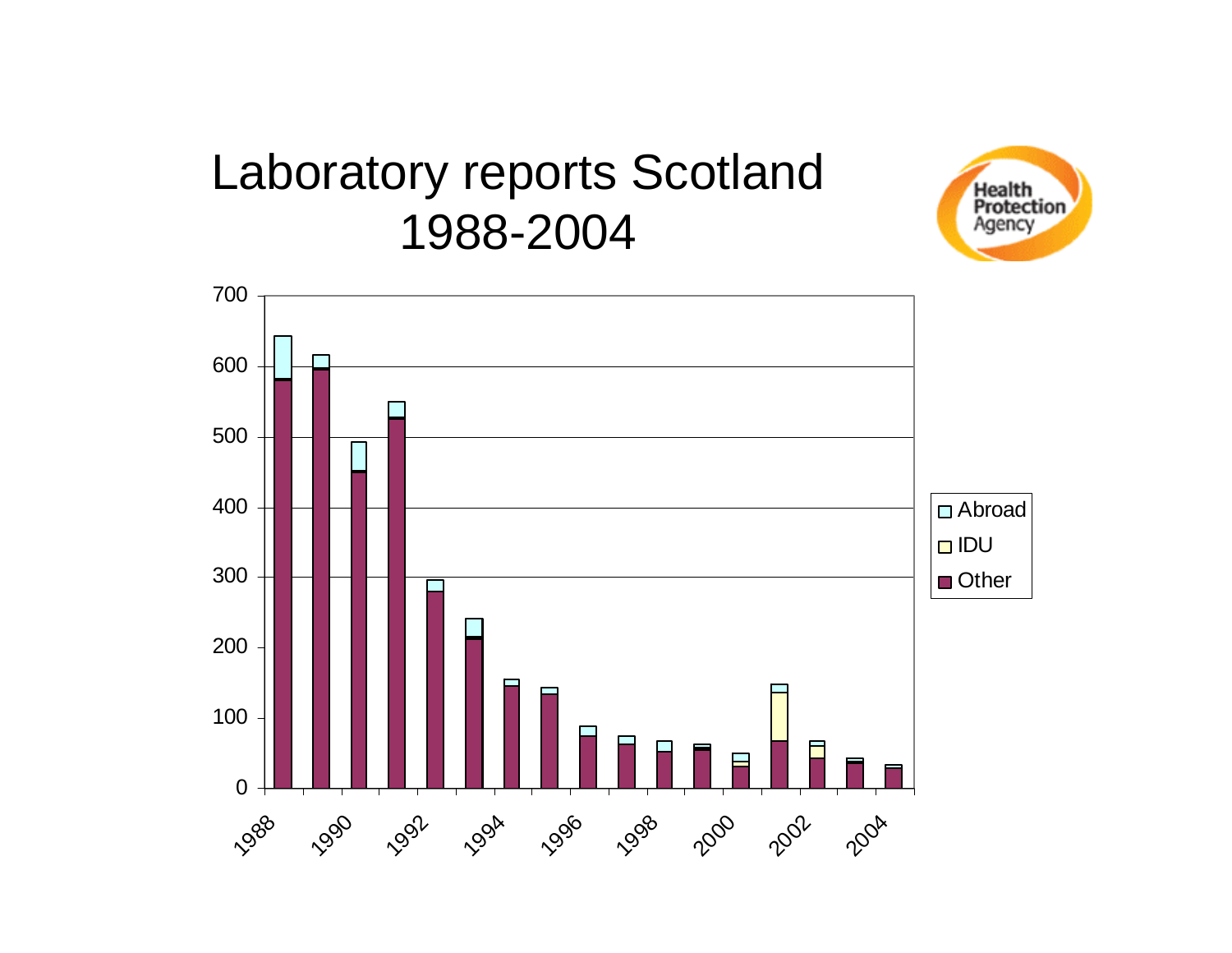# Laboratory reports Scotland 1988-2004

Health Protection Agency

700
600
500
400
300
200
100
0

1988 1990 1992 1994 1996 1998 2000 2002 2004

Abroad
IDU
Other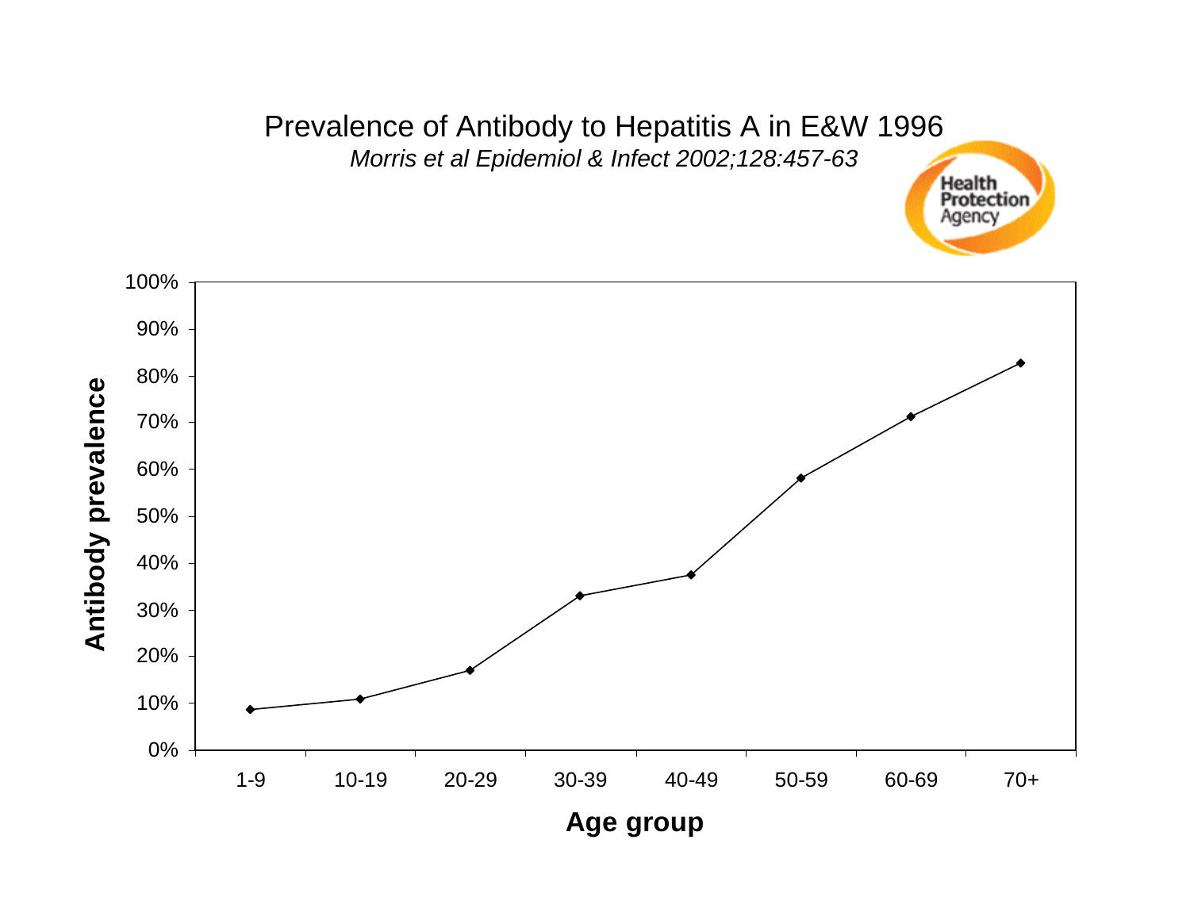# Prevalence of Antibody to Hepatitis A in E&W 1996

*Morris et al Epidemiol & Infect 2002;128:457-63*

Health Protection Agency

| Age group | Antibody prevalence |
|---|---|
| 1-9 | ~9% |
| 10-19 | ~11% |
| 20-29 | ~17% |
| 30-39 | ~33% |
| 40-49 | ~37% |
| 50-59 | ~58% |
| 60-69 | ~71% |
| 70+ | ~83% |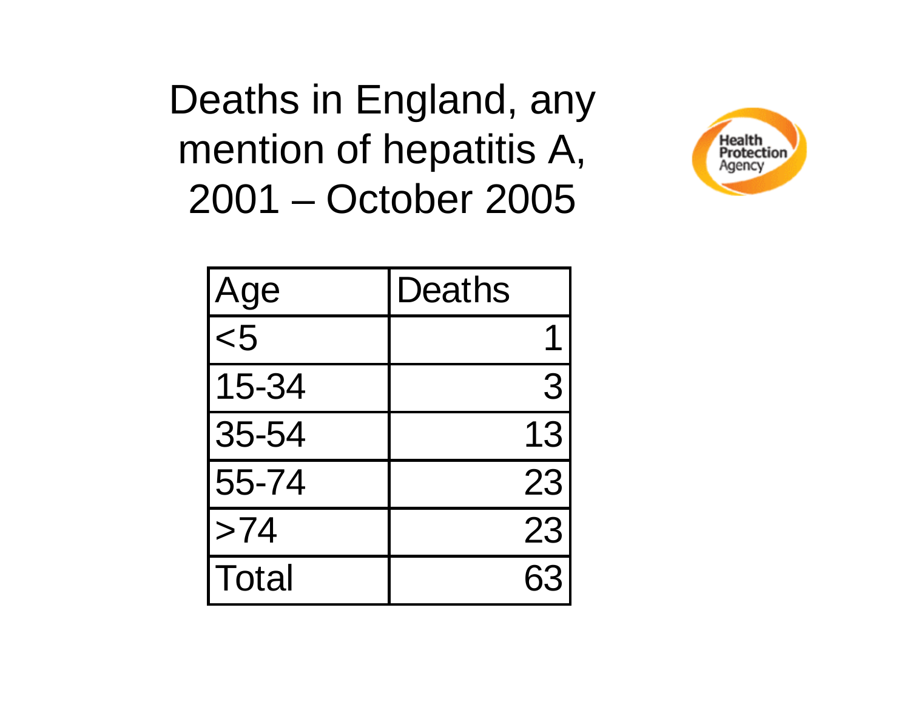# Deaths in England, any mention of hepatitis A, 2001 – October 2005

Health Protection Agency

| Age | Deaths |
|---|---|
| <5 | 1 |
| 15-34 | 3 |
| 35-54 | 13 |
| 55-74 | 23 |
| >74 | 23 |
| Total | 63 |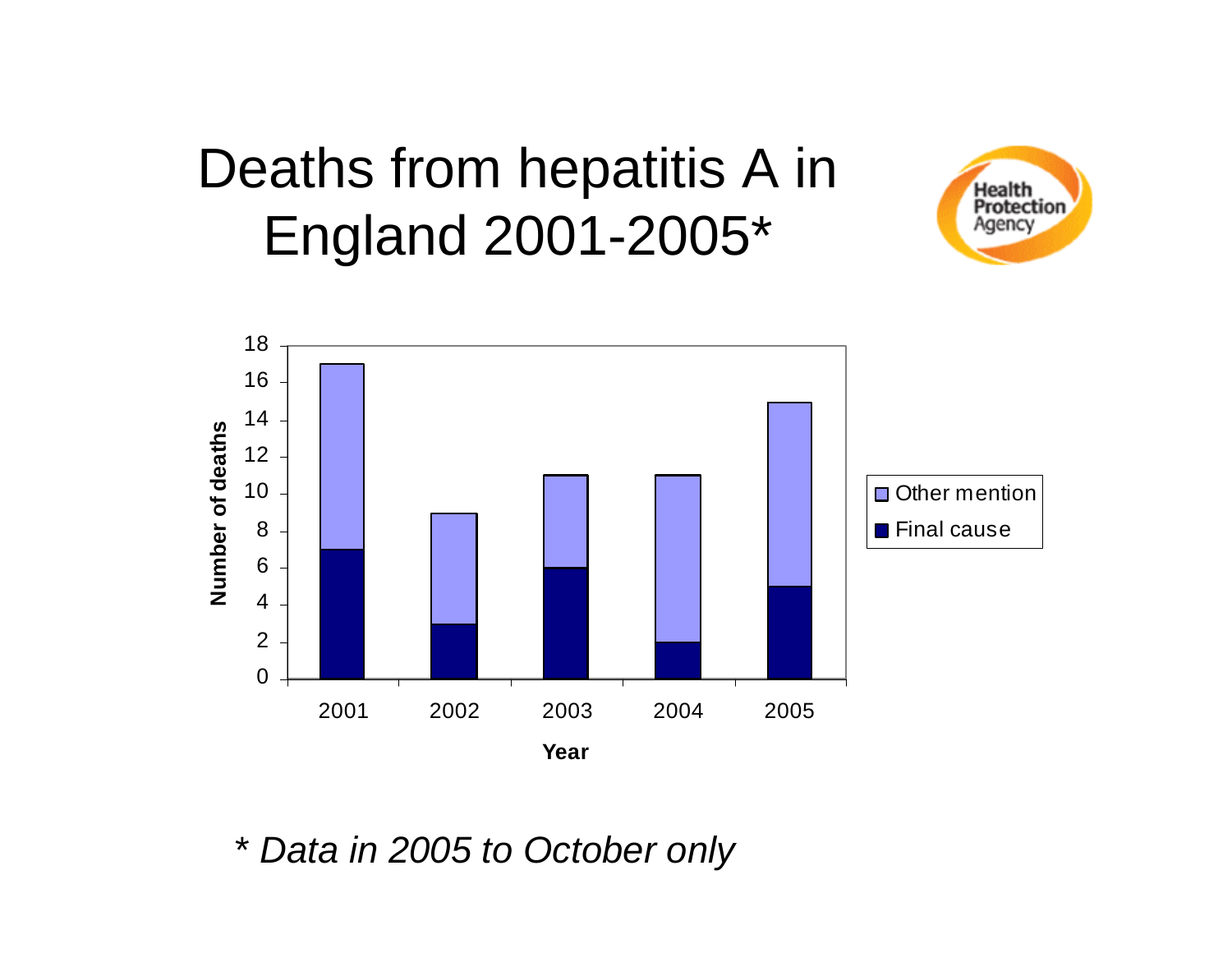# Deaths from hepatitis A in England 2001-2005*

| Year | Final cause | Other mention |
|---|---|---|
| 2001 | 7 | 10 |
| 2002 | 3 | 6 |
| 2003 | 6 | 5 |
| 2004 | 2 | 9 |
| 2005 | 5 | 10 |

*\* Data in 2005 to October only*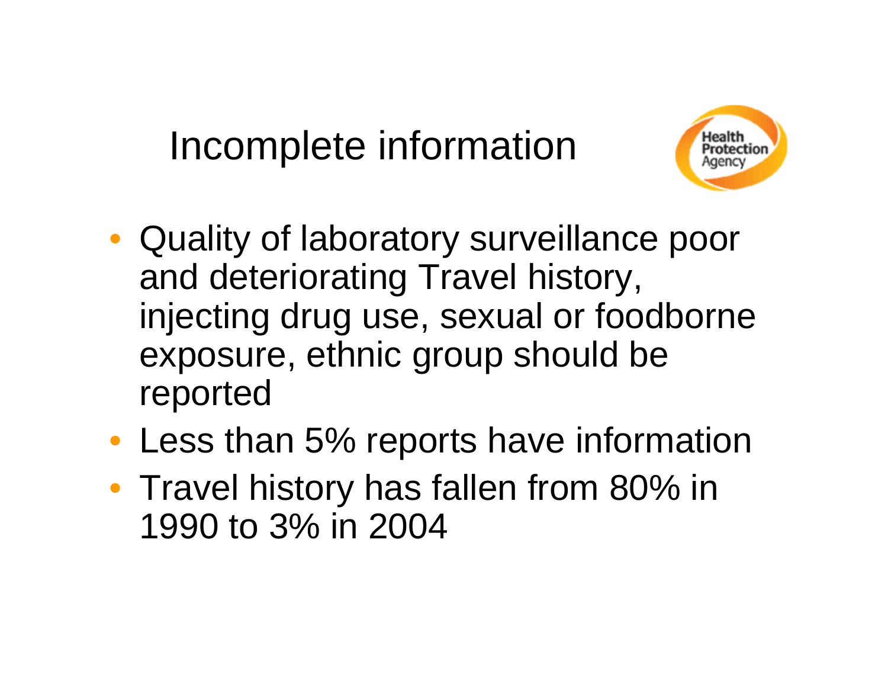# Incomplete information

- Quality of laboratory surveillance poor and deteriorating Travel history, injecting drug use, sexual or foodborne exposure, ethnic group should be reported
- Less than 5% reports have information
- Travel history has fallen from 80% in 1990 to 3% in 2004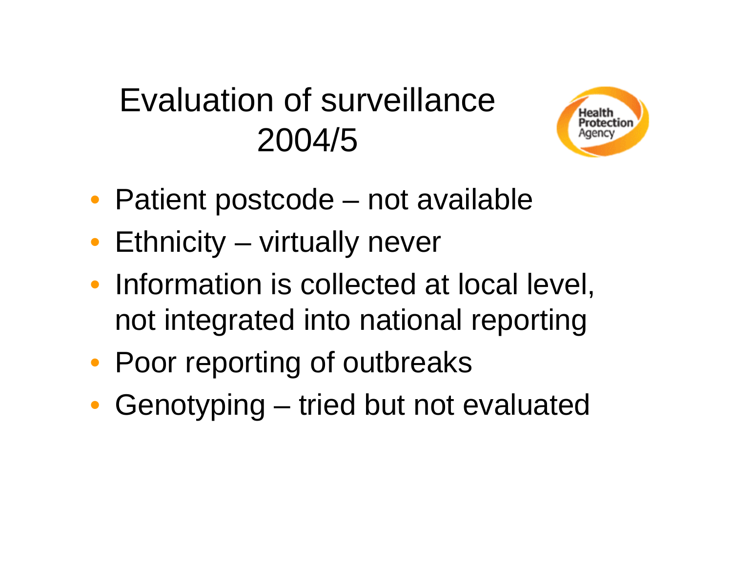# Evaluation of surveillance 2004/5

- Patient postcode – not available
- Ethnicity – virtually never
- Information is collected at local level, not integrated into national reporting
- Poor reporting of outbreaks
- Genotyping – tried but not evaluated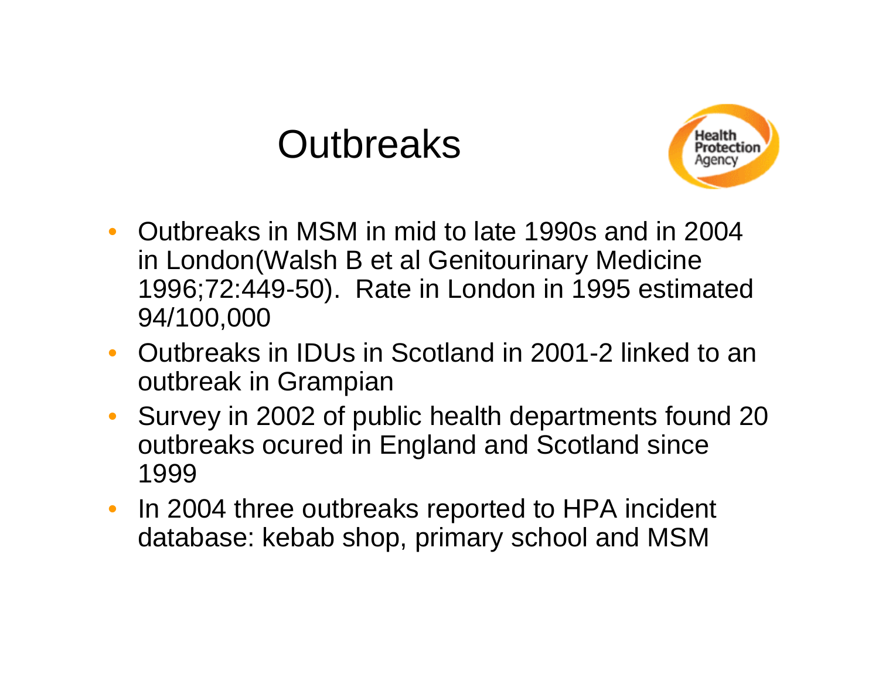# Outbreaks

- Outbreaks in MSM in mid to late 1990s and in 2004 in London(Walsh B et al Genitourinary Medicine 1996;72:449-50). Rate in London in 1995 estimated 94/100,000
- Outbreaks in IDUs in Scotland in 2001-2 linked to an outbreak in Grampian
- Survey in 2002 of public health departments found 20 outbreaks ocured in England and Scotland since 1999
- In 2004 three outbreaks reported to HPA incident database: kebab shop, primary school and MSM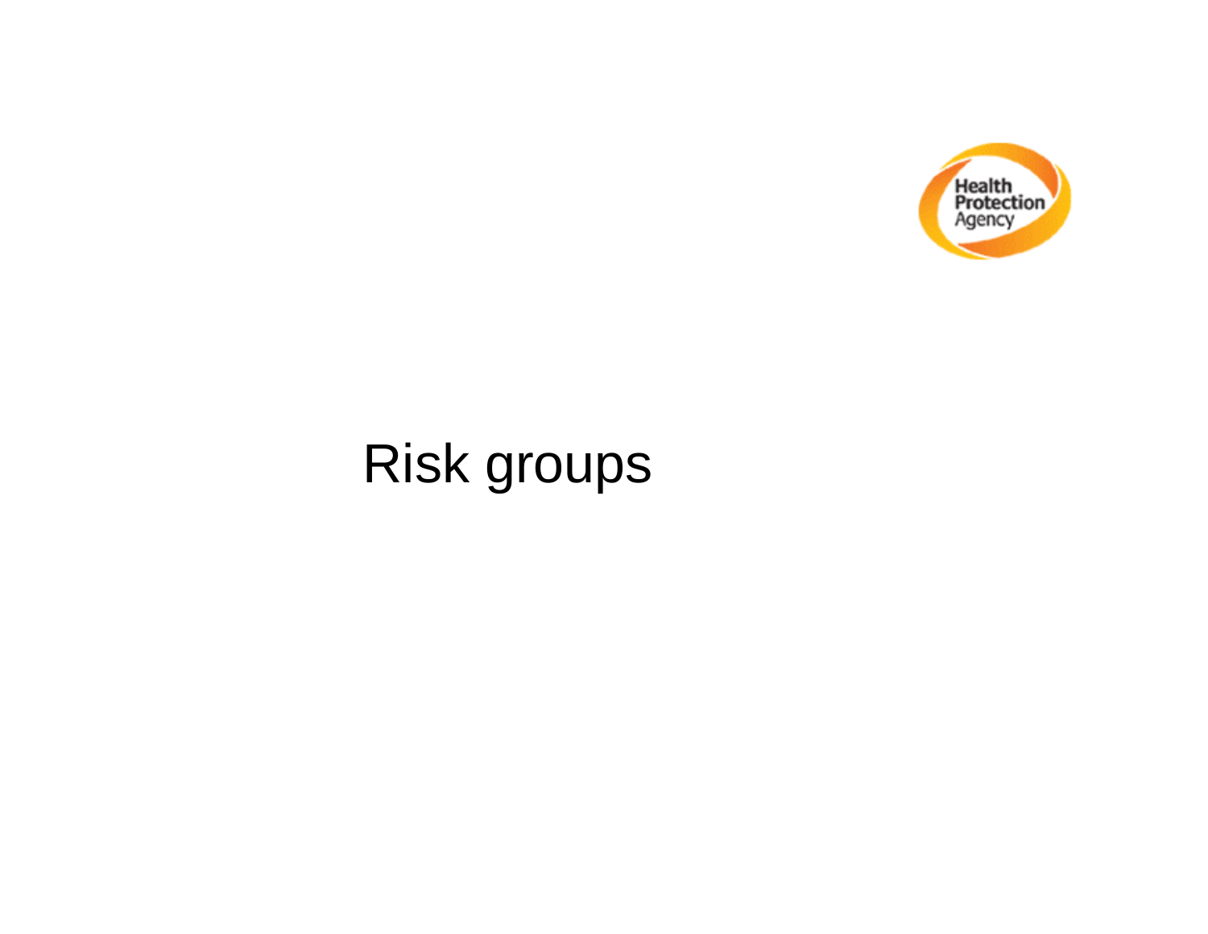# Risk groups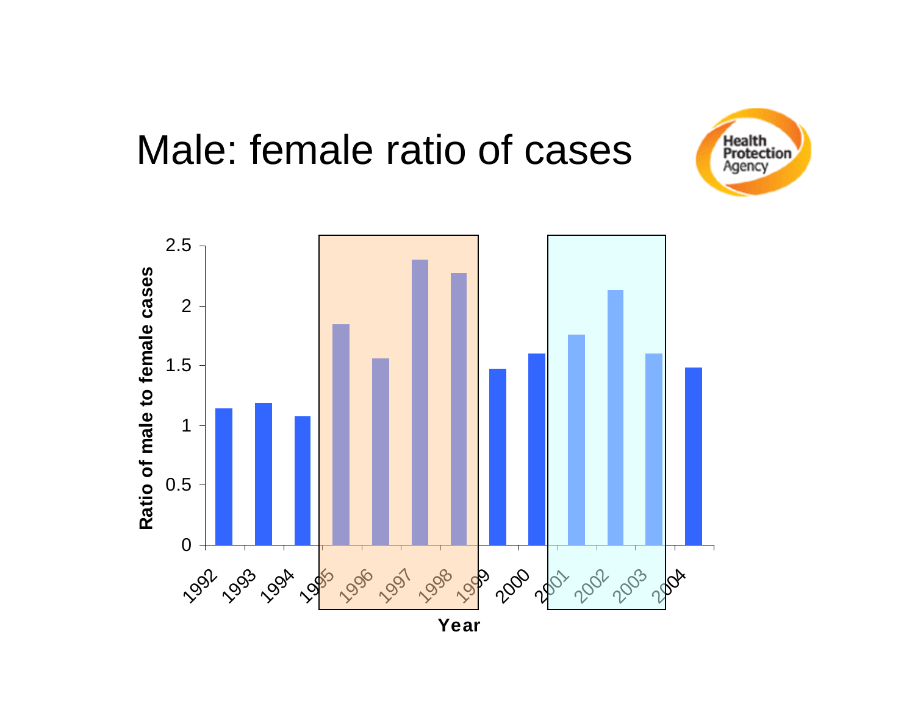# Male: female ratio of cases

Ratio of male to female cases

| Year | Ratio |
|---|---|
| 1992 | 1.14 |
| 1993 | 1.19 |
| 1994 | 1.08 |
| 1995 | 1.85 |
| 1996 | 1.56 |
| 1997 | 2.39 |
| 1998 | 2.27 |
| 1999 | 1.47 |
| 2000 | 1.60 |
| 2001 | 1.76 |
| 2002 | 2.13 |
| 2003 | 1.60 |
| 2004 | 1.48 |

Year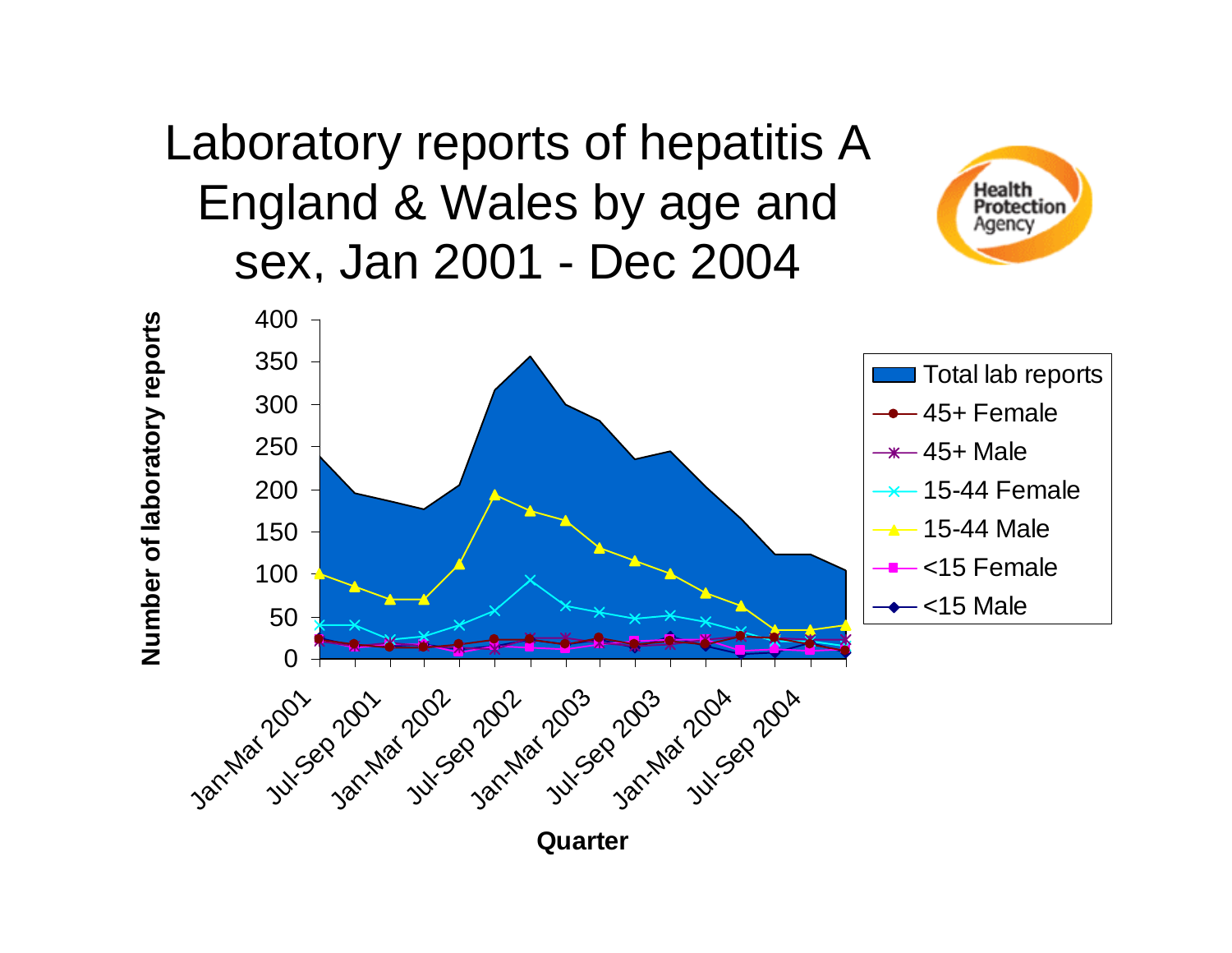# Laboratory reports of hepatitis A England & Wales by age and sex, Jan 2001 - Dec 2004

Number of laboratory reports

Quarter

Total lab reports
45+ Female
45+ Male
15-44 Female
15-44 Male
<15 Female
<15 Male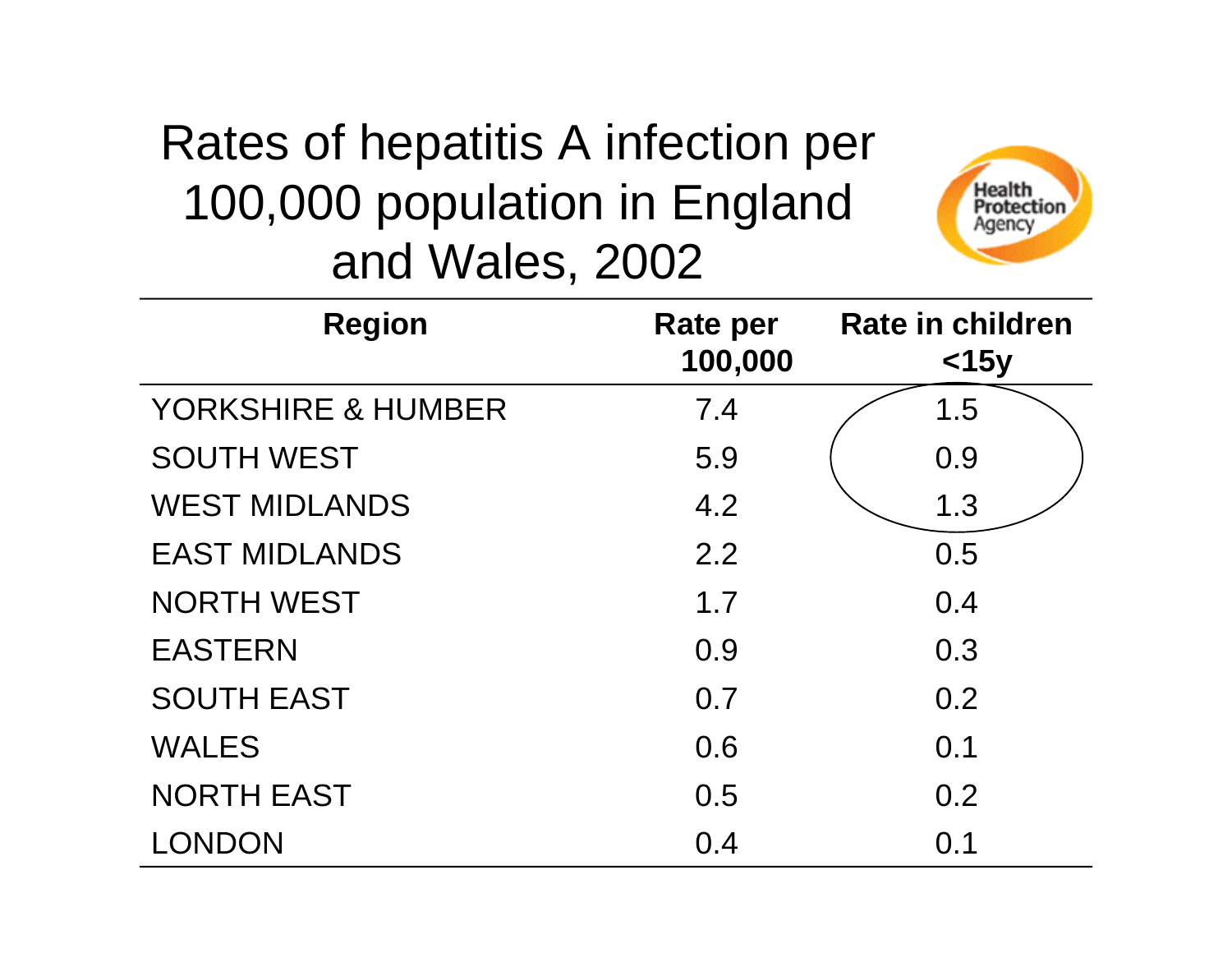# Rates of hepatitis A infection per 100,000 population in England and Wales, 2002

| Region | Rate per 100,000 | Rate in children <15y |
|---|---|---|
| YORKSHIRE & HUMBER | 7.4 | 1.5 |
| SOUTH WEST | 5.9 | 0.9 |
| WEST MIDLANDS | 4.2 | 1.3 |
| EAST MIDLANDS | 2.2 | 0.5 |
| NORTH WEST | 1.7 | 0.4 |
| EASTERN | 0.9 | 0.3 |
| SOUTH EAST | 0.7 | 0.2 |
| WALES | 0.6 | 0.1 |
| NORTH EAST | 0.5 | 0.2 |
| LONDON | 0.4 | 0.1 |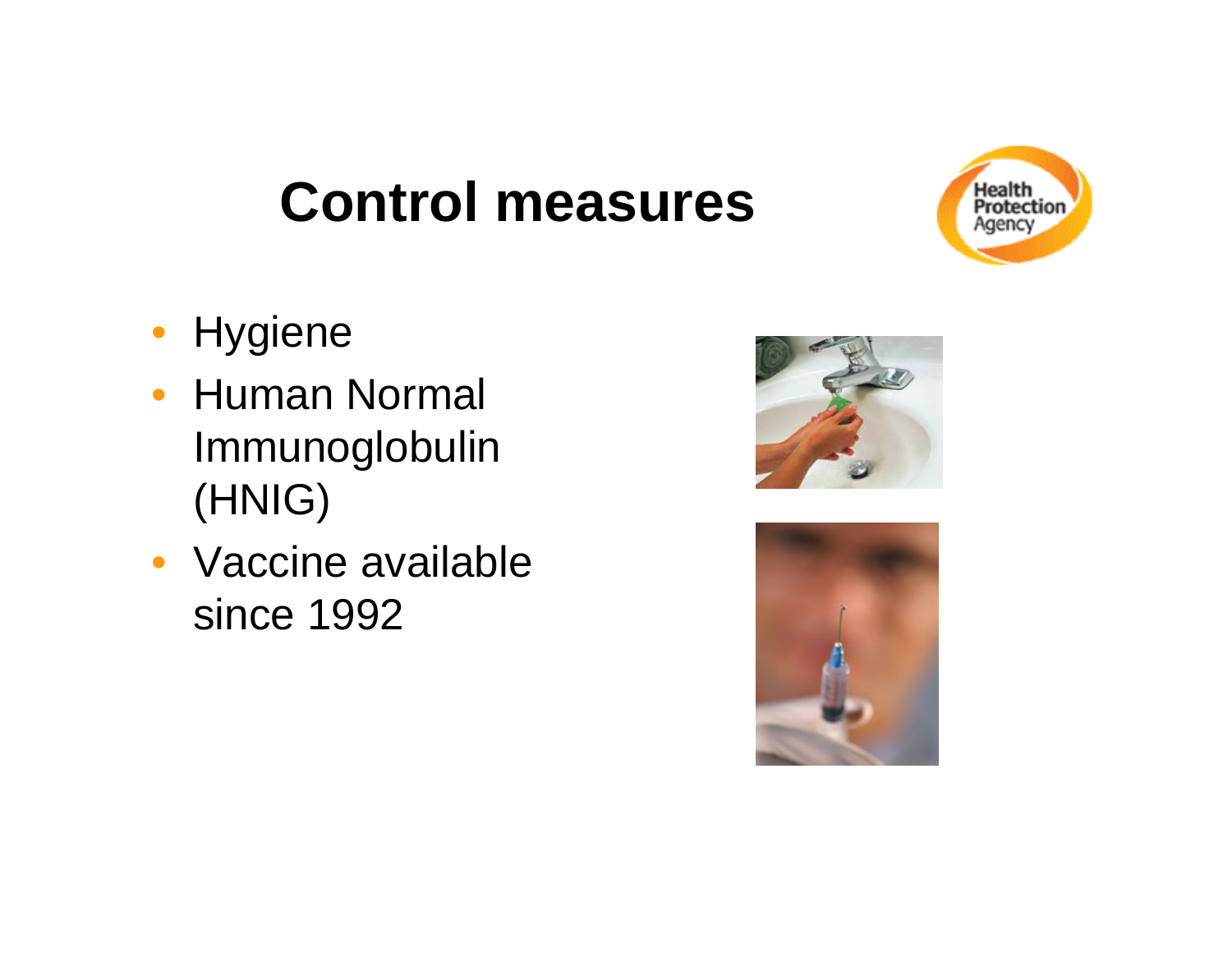# Control measures

- Hygiene
- Human Normal Immunoglobulin (HNIG)
- Vaccine available since 1992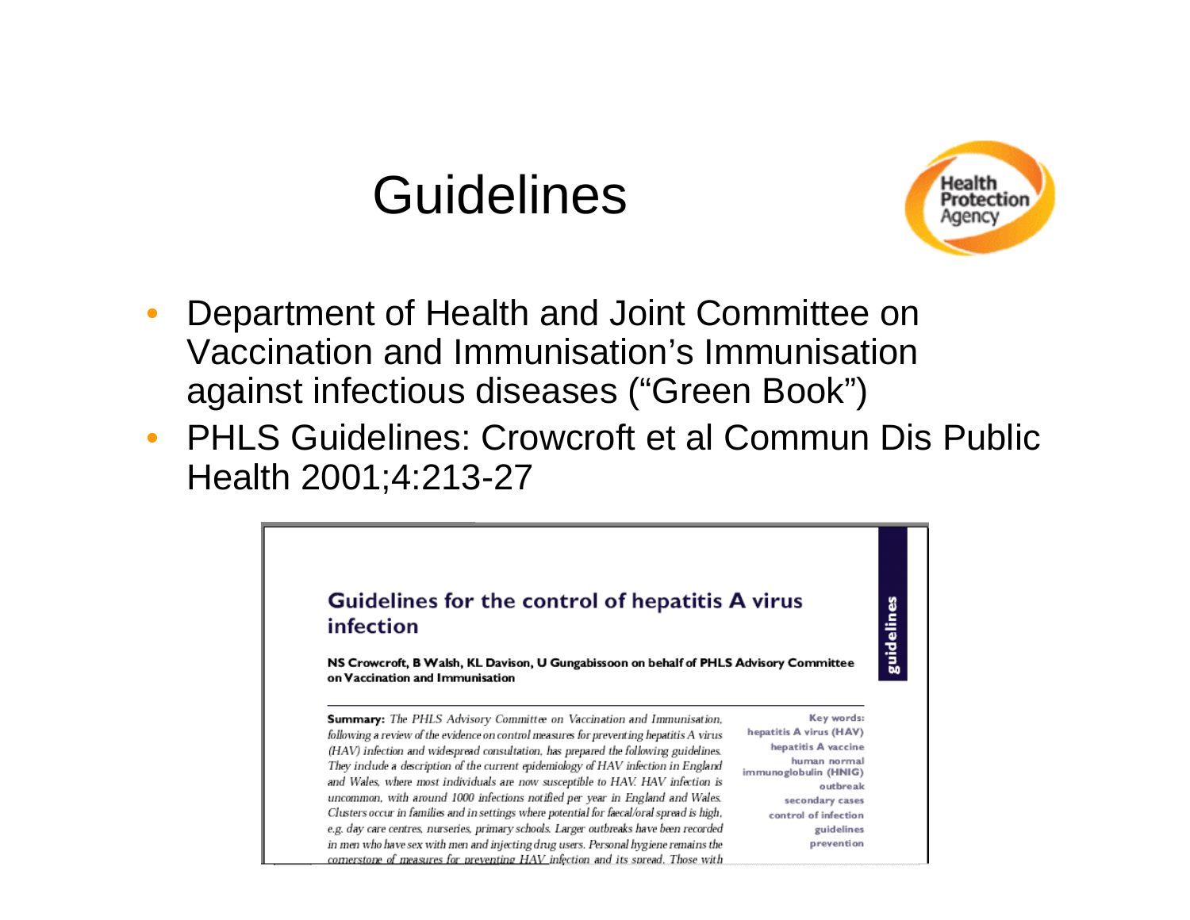# Guidelines

Health Protection Agency

- Department of Health and Joint Committee on Vaccination and Immunisation's Immunisation against infectious diseases ("Green Book")
- PHLS Guidelines: Crowcroft et al Commun Dis Public Health 2001;4:213-27

guidelines

## Guidelines for the control of hepatitis A virus infection

**NS Crowcroft, B Walsh, KL Davison, U Gungabissoon on behalf of PHLS Advisory Committee on Vaccination and Immunisation**

**Summary:** *The PHLS Advisory Committee on Vaccination and Immunisation, following a review of the evidence on control measures for preventing hepatitis A virus (HAV) infection and widespread consultation, has prepared the following guidelines. They include a description of the current epidemiology of HAV infection in England and Wales, where most individuals are now susceptible to HAV. HAV infection is uncommon, with around 1000 infections notified per year in England and Wales. Clusters occur in families and in settings where potential for faecal/oral spread is high, e.g. day care centres, nurseries, primary schools. Larger outbreaks have been recorded in men who have sex with men and injecting drug users. Personal hygiene remains the cornerstone of measures for preventing HAV infection and its spread. Those with*

**Key words:**
hepatitis A virus (HAV)
hepatitis A vaccine
human normal immunoglobulin (HNIG)
outbreak
secondary cases
control of infection
guidelines
prevention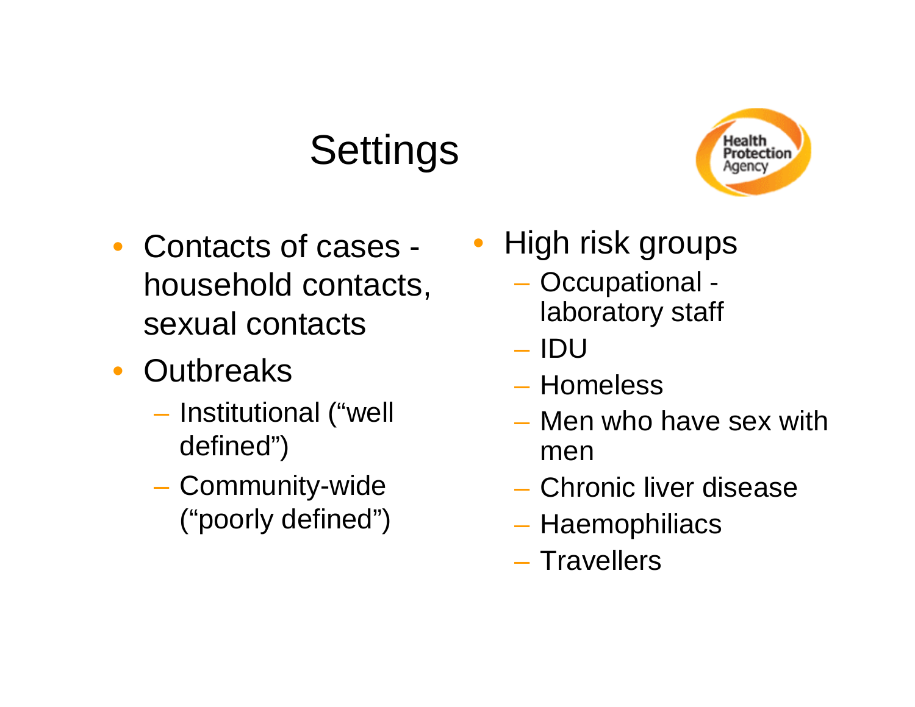# Settings

- Contacts of cases - household contacts, sexual contacts
- Outbreaks
  - Institutional (“well defined”)
  - Community-wide (“poorly defined”)
- High risk groups
  - Occupational - laboratory staff
  - IDU
  - Homeless
  - Men who have sex with men
  - Chronic liver disease
  - Haemophiliacs
  - Travellers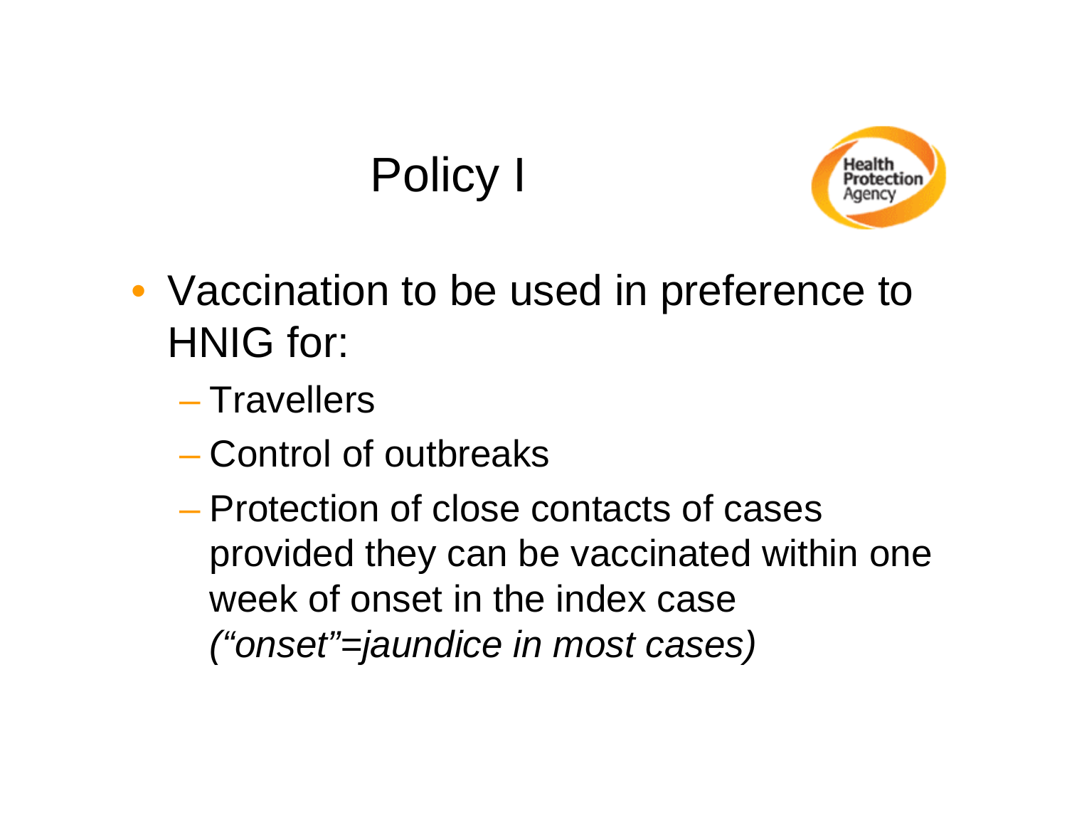# Policy I

- Vaccination to be used in preference to HNIG for:
  - Travellers
  - Control of outbreaks
  - Protection of close contacts of cases provided they can be vaccinated within one week of onset in the index case *("onset"=jaundice in most cases)*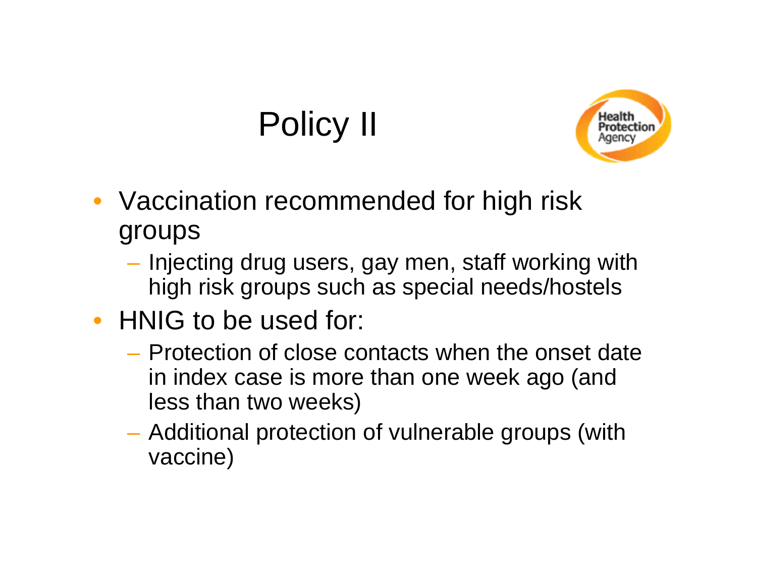# Policy II

- Vaccination recommended for high risk groups
  - Injecting drug users, gay men, staff working with high risk groups such as special needs/hostels
- HNIG to be used for:
  - Protection of close contacts when the onset date in index case is more than one week ago (and less than two weeks)
  - Additional protection of vulnerable groups (with vaccine)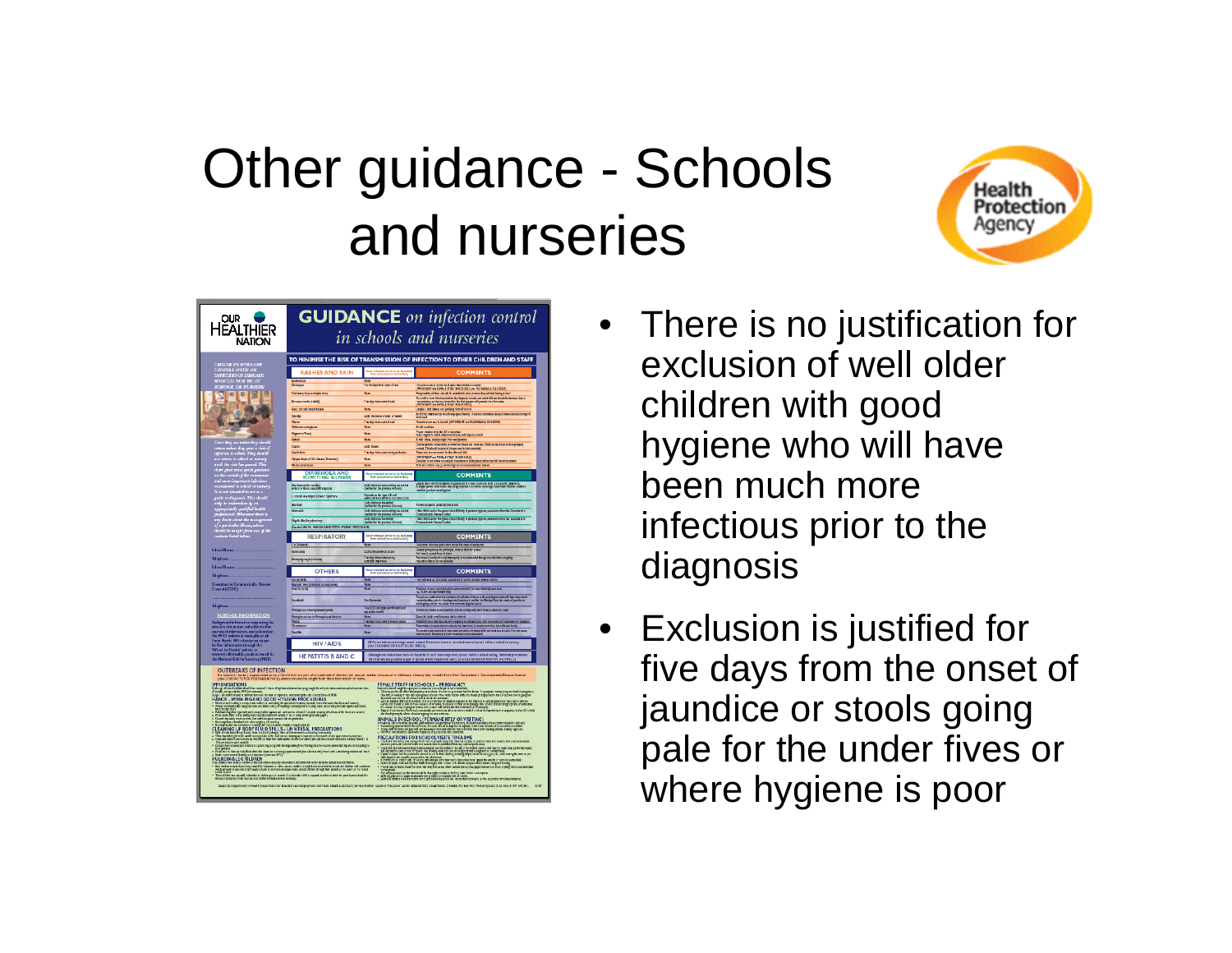# Other guidance - Schools and nurseries

- There is no justification for exclusion of well older children with good hygiene who will have been much more infectious prior to the diagnosis
- Exclusion is justified for five days from the onset of jaundice or stools going pale for the under fives or where hygiene is poor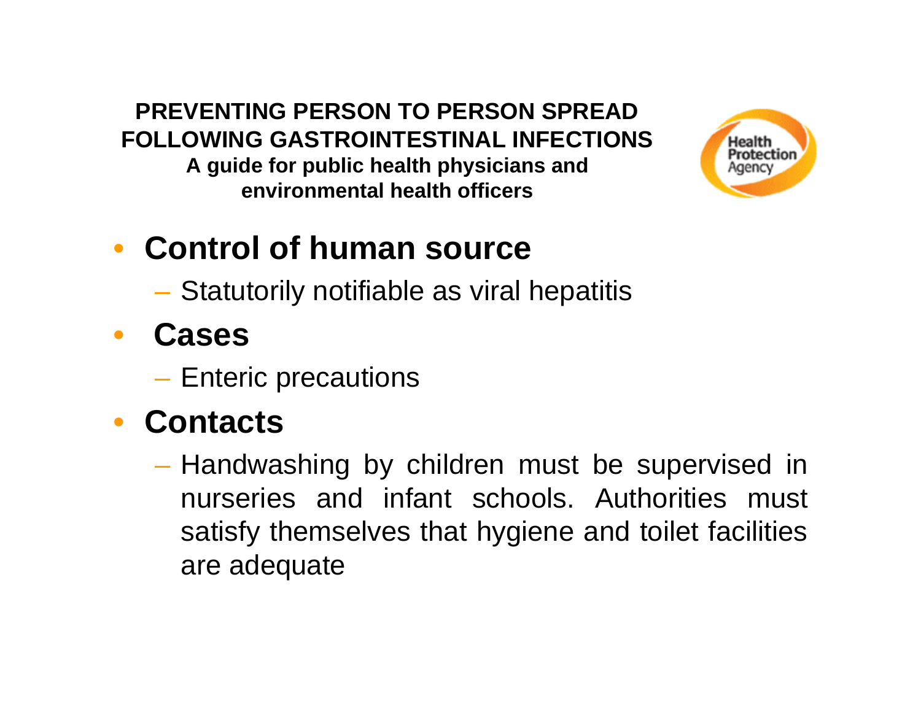**PREVENTING PERSON TO PERSON SPREAD FOLLOWING GASTROINTESTINAL INFECTIONS**

**A guide for public health physicians and environmental health officers**

- **Control of human source**
  - Statutorily notifiable as viral hepatitis
- **Cases**
  - Enteric precautions
- **Contacts**
  - Handwashing by children must be supervised in nurseries and infant schools. Authorities must satisfy themselves that hygiene and toilet facilities are adequate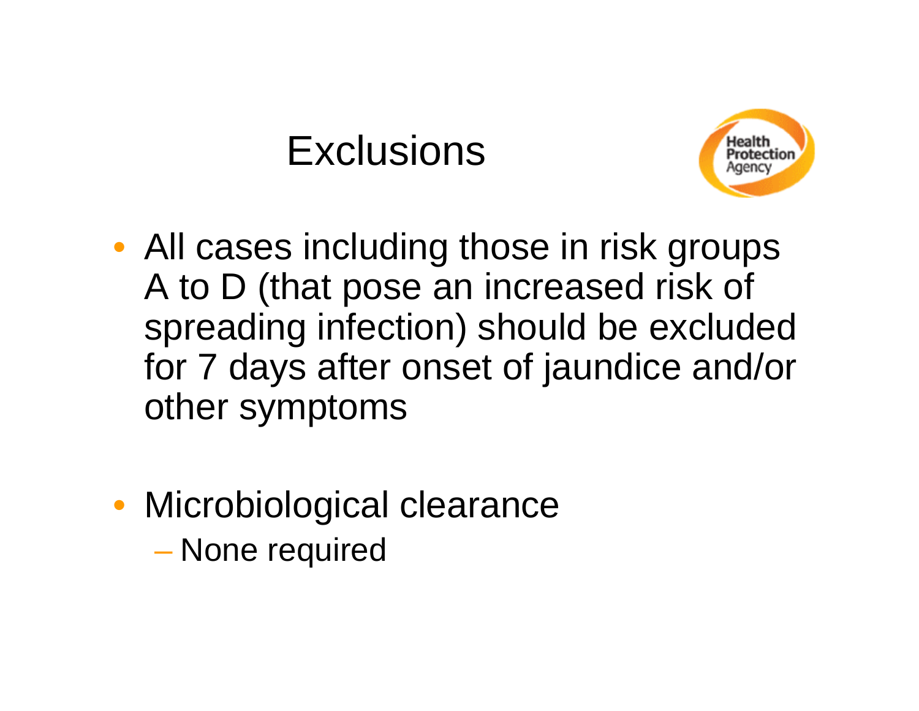# Exclusions

- All cases including those in risk groups A to D (that pose an increased risk of spreading infection) should be excluded for 7 days after onset of jaundice and/or other symptoms

- Microbiological clearance
  - None required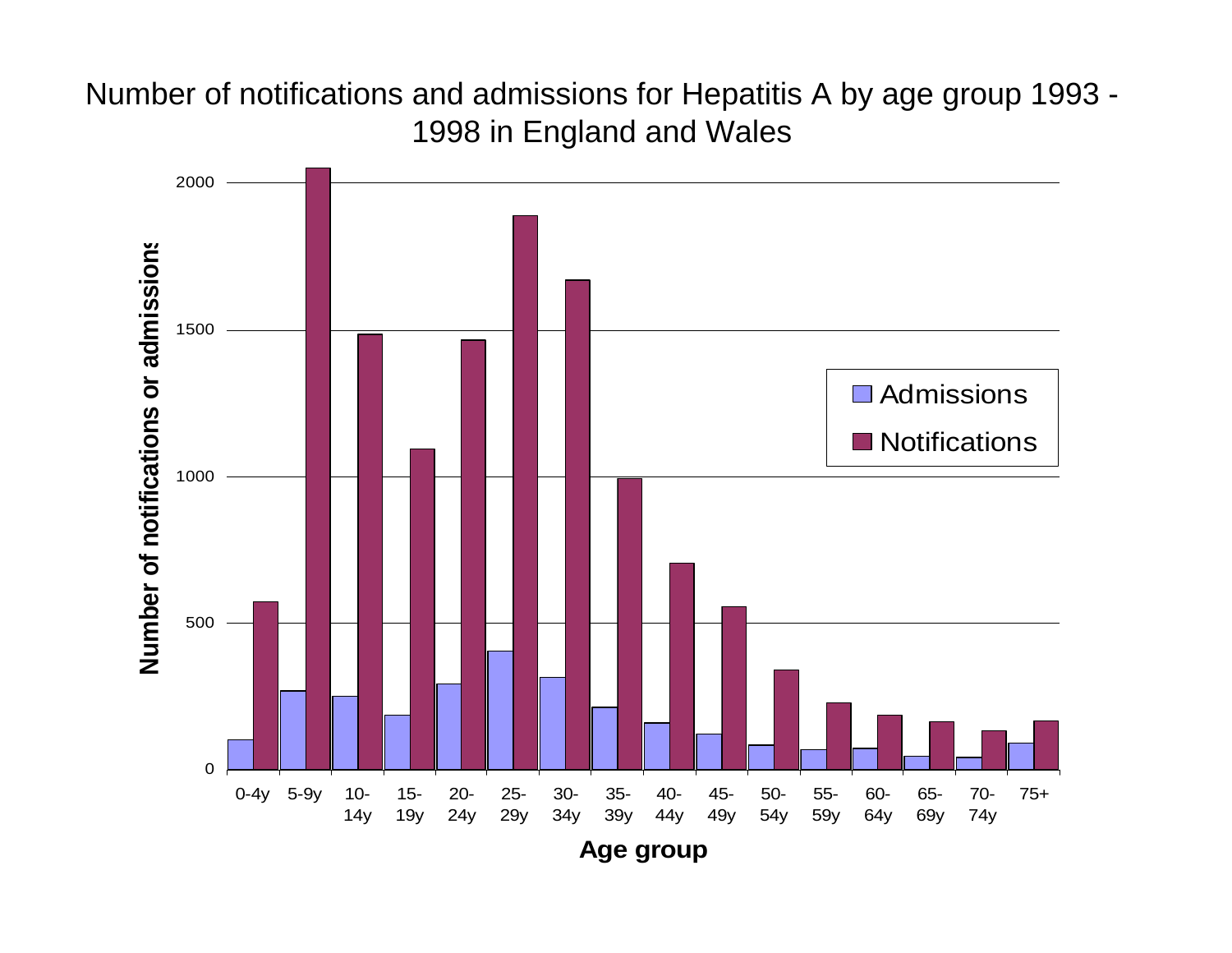# Number of notifications and admissions for Hepatitis A by age group 1993 - 1998 in England and Wales

Number of notifications or admissions

2000
1500
1000
500
0

Admissions
Notifications

0-4y 5-9y 10-14y 15-19y 20-24y 25-29y 30-34y 35-39y 40-44y 45-49y 50-54y 55-59y 60-64y 65-69y 70-74y 75+

**Age group**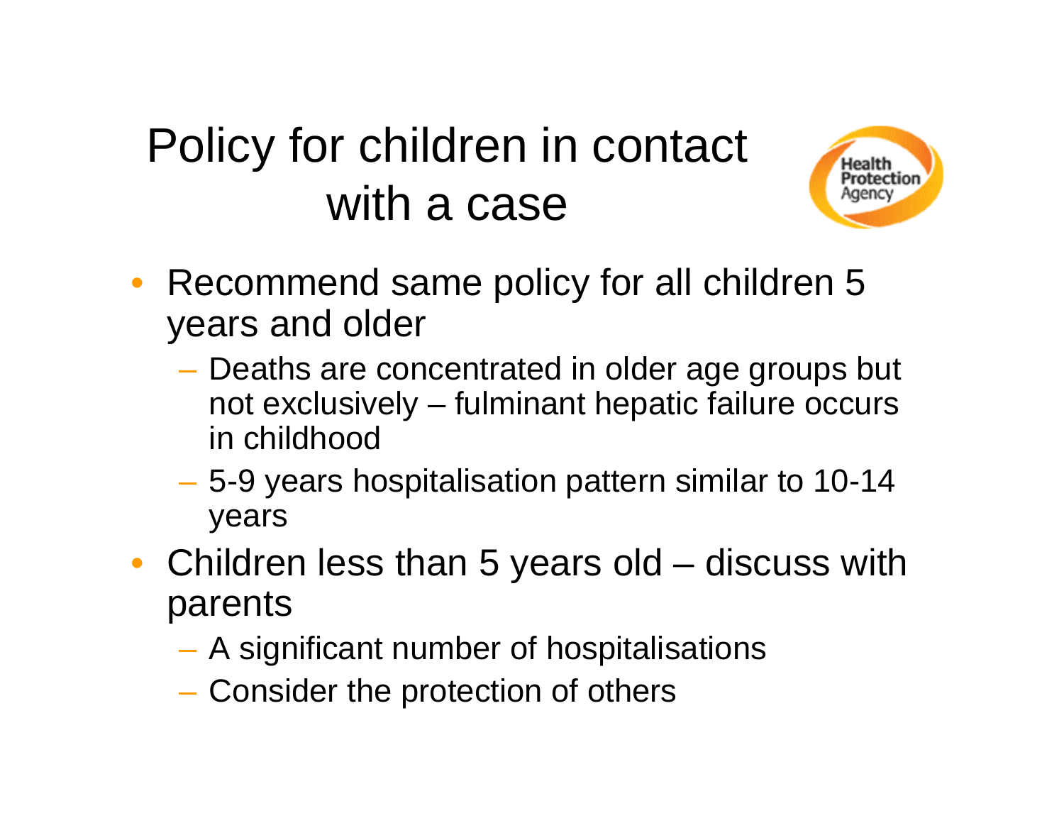# Policy for children in contact with a case

- Recommend same policy for all children 5 years and older
  - Deaths are concentrated in older age groups but not exclusively – fulminant hepatic failure occurs in childhood
  - 5-9 years hospitalisation pattern similar to 10-14 years
- Children less than 5 years old – discuss with parents
  - A significant number of hospitalisations
  - Consider the protection of others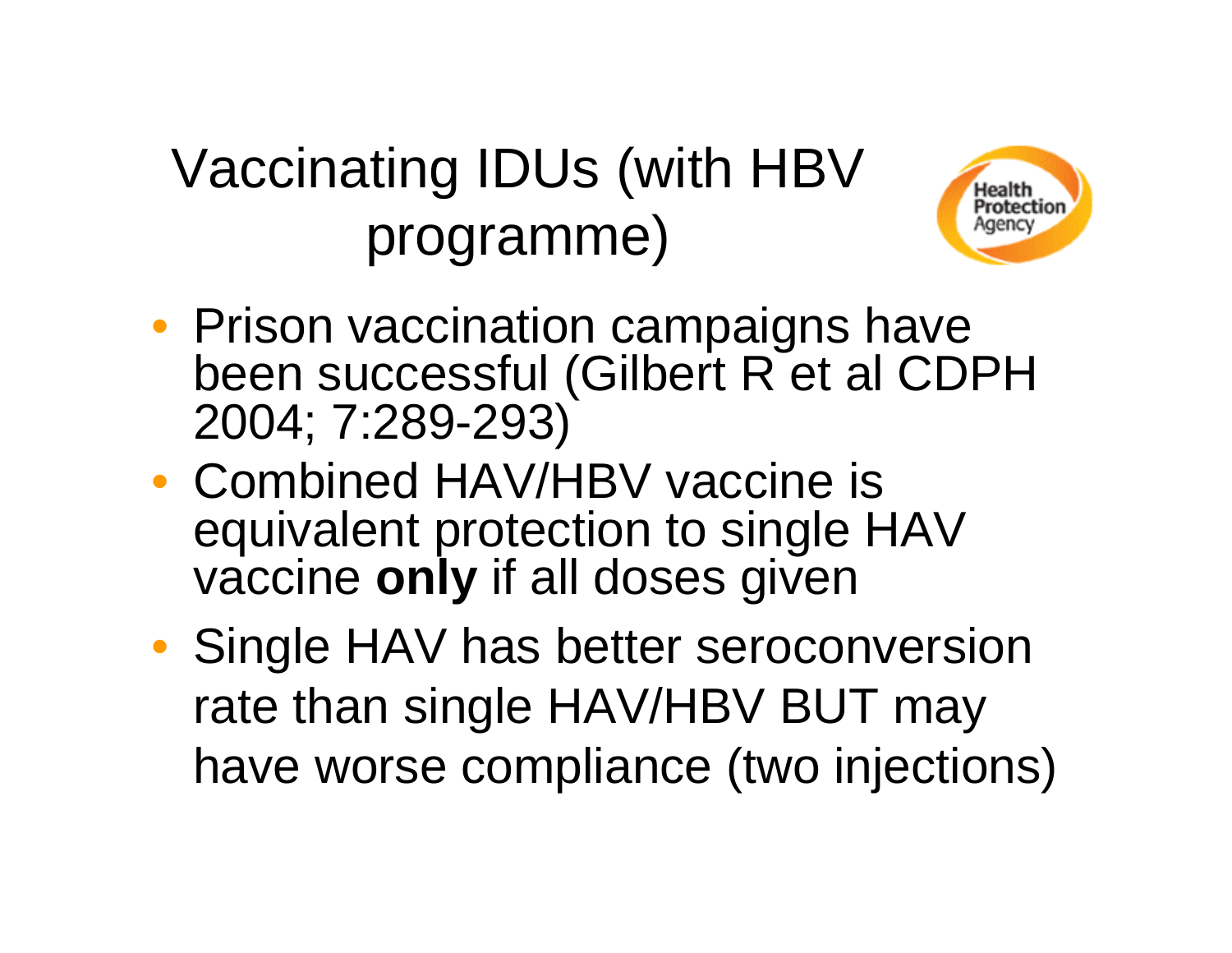# Vaccinating IDUs (with HBV programme)

- Prison vaccination campaigns have been successful (Gilbert R et al CDPH 2004; 7:289-293)
- Combined HAV/HBV vaccine is equivalent protection to single HAV vaccine **only** if all doses given
- Single HAV has better seroconversion rate than single HAV/HBV BUT may have worse compliance (two injections)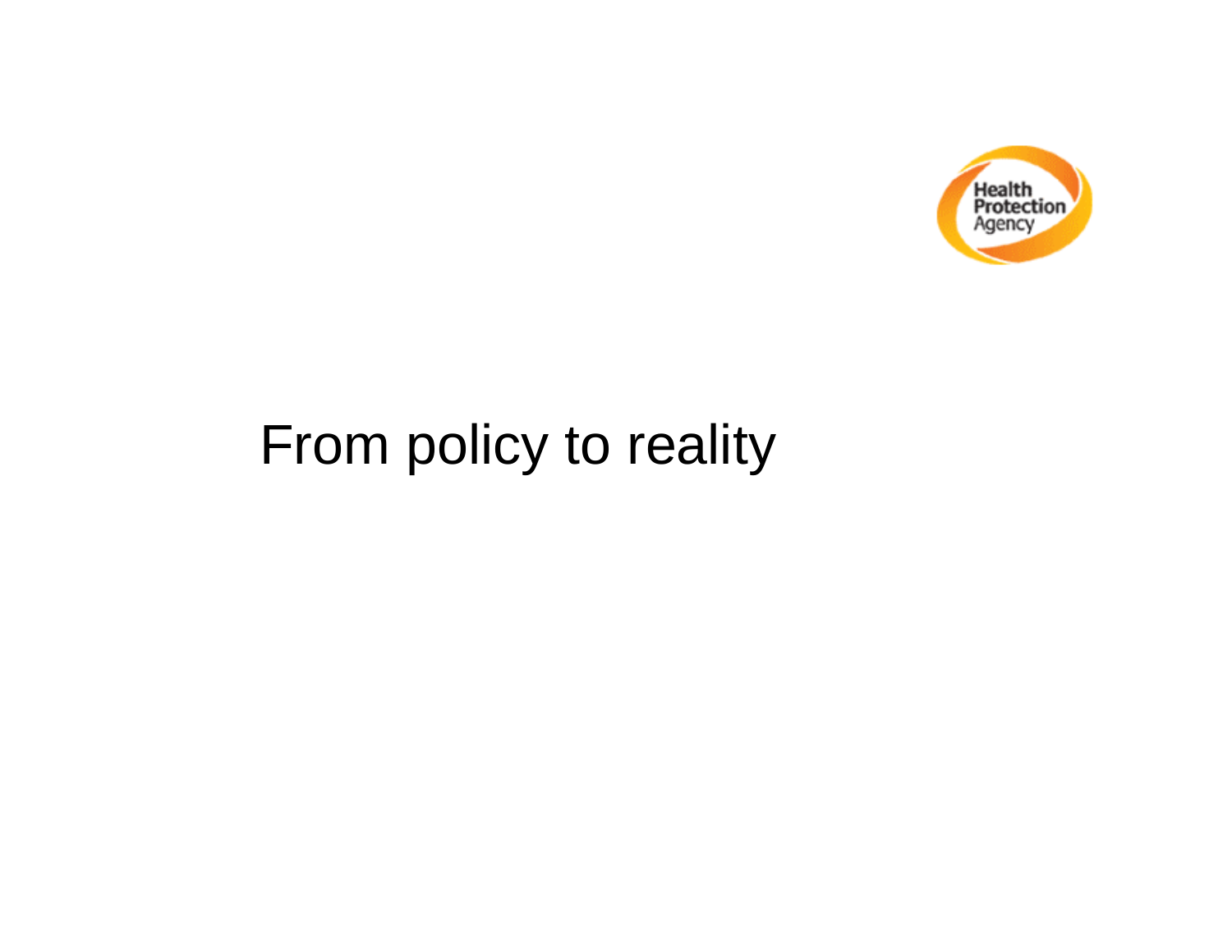# From policy to reality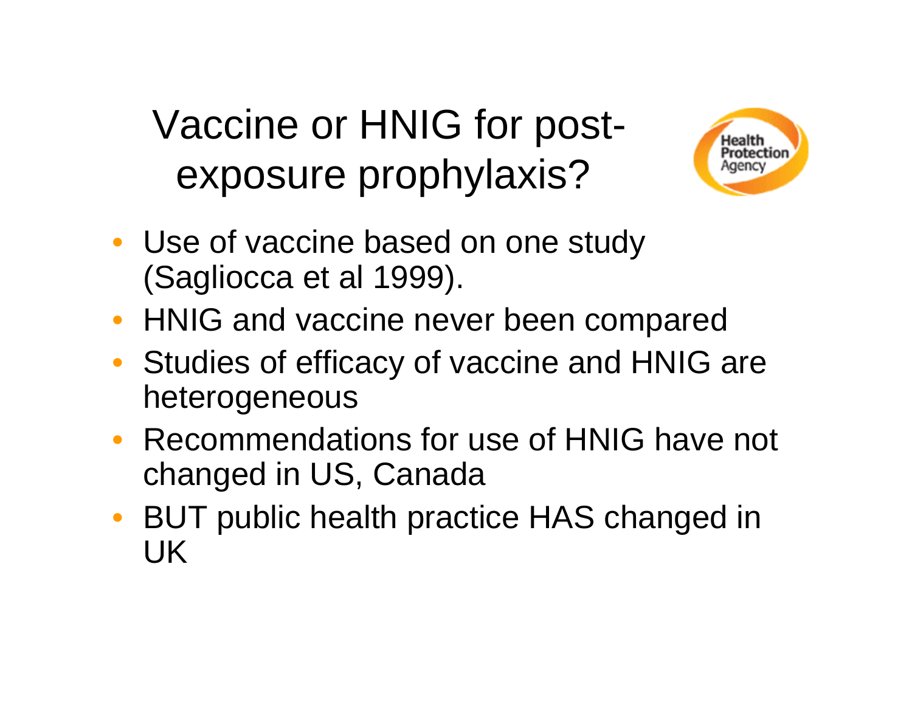# Vaccine or HNIG for post-exposure prophylaxis?

- Use of vaccine based on one study (Sagliocca et al 1999).
- HNIG and vaccine never been compared
- Studies of efficacy of vaccine and HNIG are heterogeneous
- Recommendations for use of HNIG have not changed in US, Canada
- BUT public health practice HAS changed in UK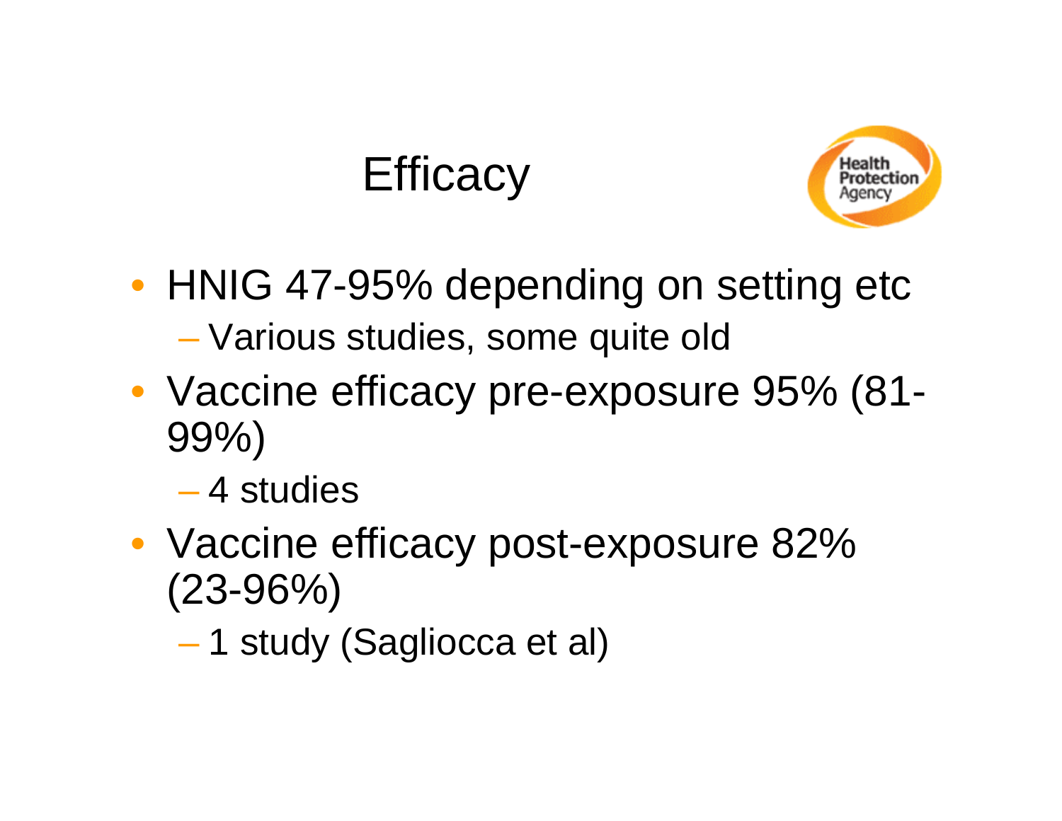# Efficacy

- HNIG 47-95% depending on setting etc
  - Various studies, some quite old
- Vaccine efficacy pre-exposure 95% (81-99%)
  - 4 studies
- Vaccine efficacy post-exposure 82% (23-96%)
  - 1 study (Sagliocca et al)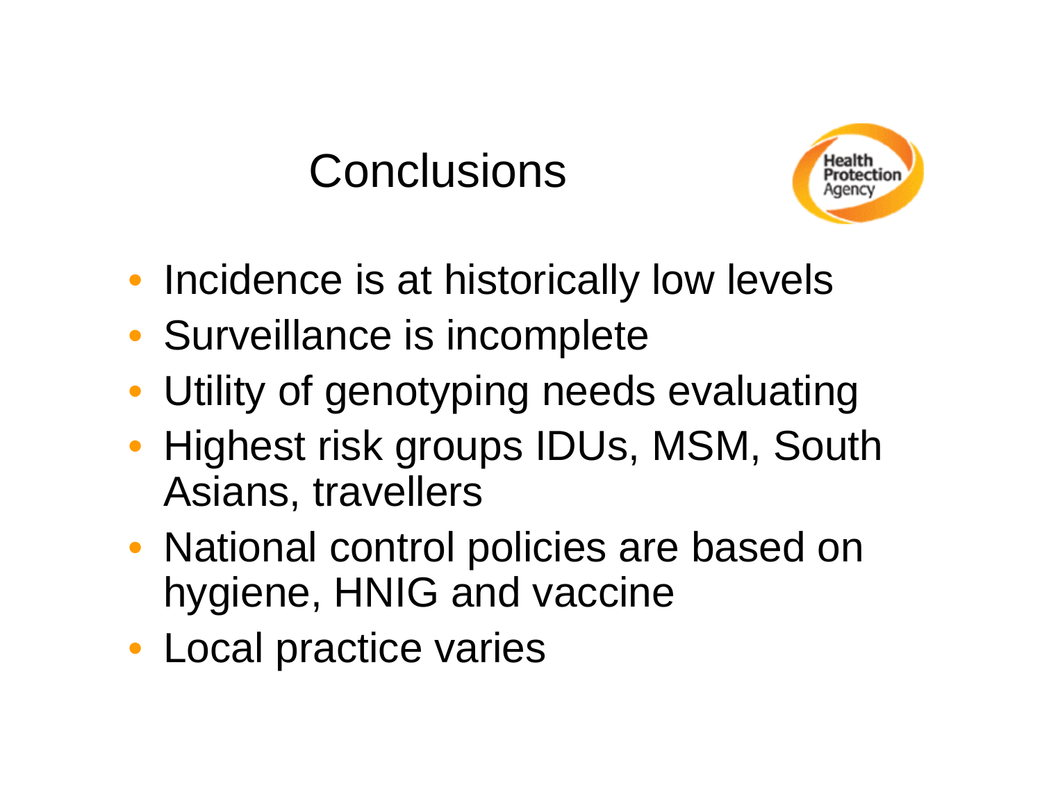# Conclusions

- Incidence is at historically low levels
- Surveillance is incomplete
- Utility of genotyping needs evaluating
- Highest risk groups IDUs, MSM, South Asians, travellers
- National control policies are based on hygiene, HNIG and vaccine
- Local practice varies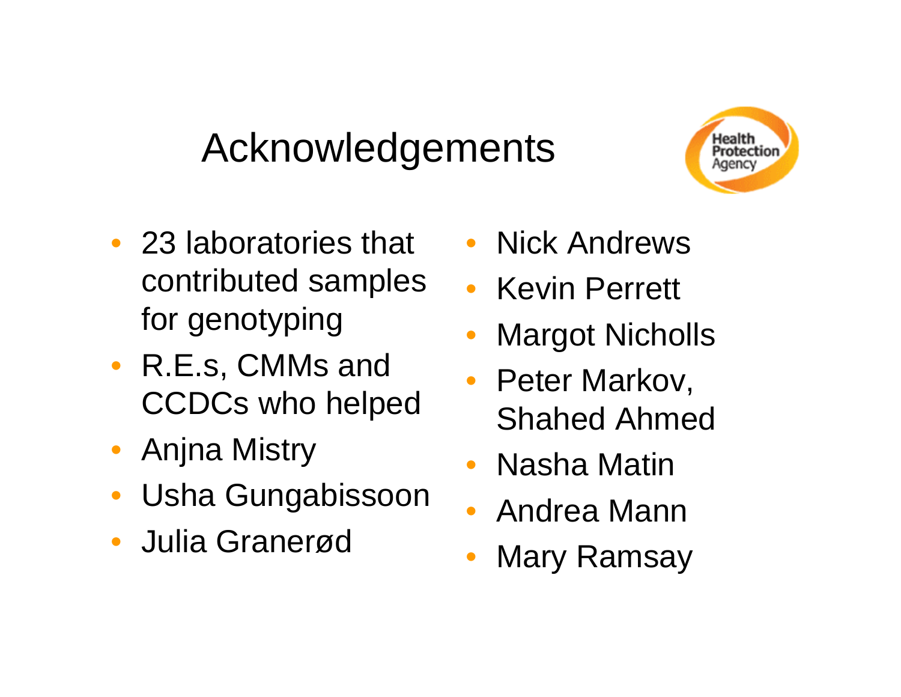# Acknowledgements

- 23 laboratories that contributed samples for genotyping
- R.E.s, CMMs and CCDCs who helped
- Anjna Mistry
- Usha Gungabissoon
- Julia Granerød
- Nick Andrews
- Kevin Perrett
- Margot Nicholls
- Peter Markov, Shahed Ahmed
- Nasha Matin
- Andrea Mann
- Mary Ramsay